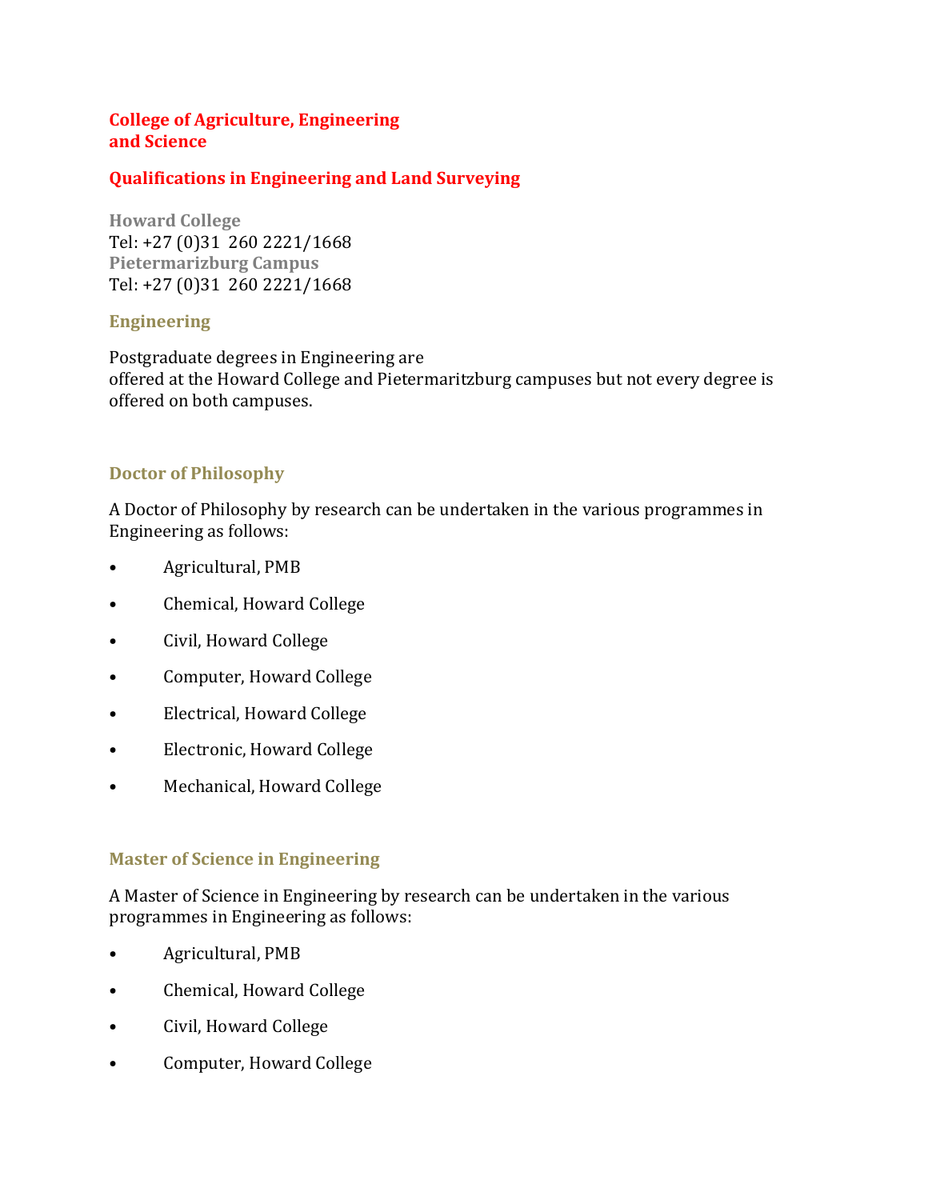# College of Agriculture, Engineering and Science

## Qualifications in Engineering and Land Surveying

**Howard College**
Tel: +27 (0)31 260 2221/1668
**Pietermarizburg Campus**
Tel: +27 (0)31 260 2221/1668

### Engineering

Postgraduate degrees in Engineering are offered at the Howard College and Pietermaritzburg campuses but not every degree is offered on both campuses.

### Doctor of Philosophy

A Doctor of Philosophy by research can be undertaken in the various programmes in Engineering as follows:

- Agricultural, PMB
- Chemical, Howard College
- Civil, Howard College
- Computer, Howard College
- Electrical, Howard College
- Electronic, Howard College
- Mechanical, Howard College

### Master of Science in Engineering

A Master of Science in Engineering by research can be undertaken in the various programmes in Engineering as follows:

- Agricultural, PMB
- Chemical, Howard College
- Civil, Howard College
- Computer, Howard College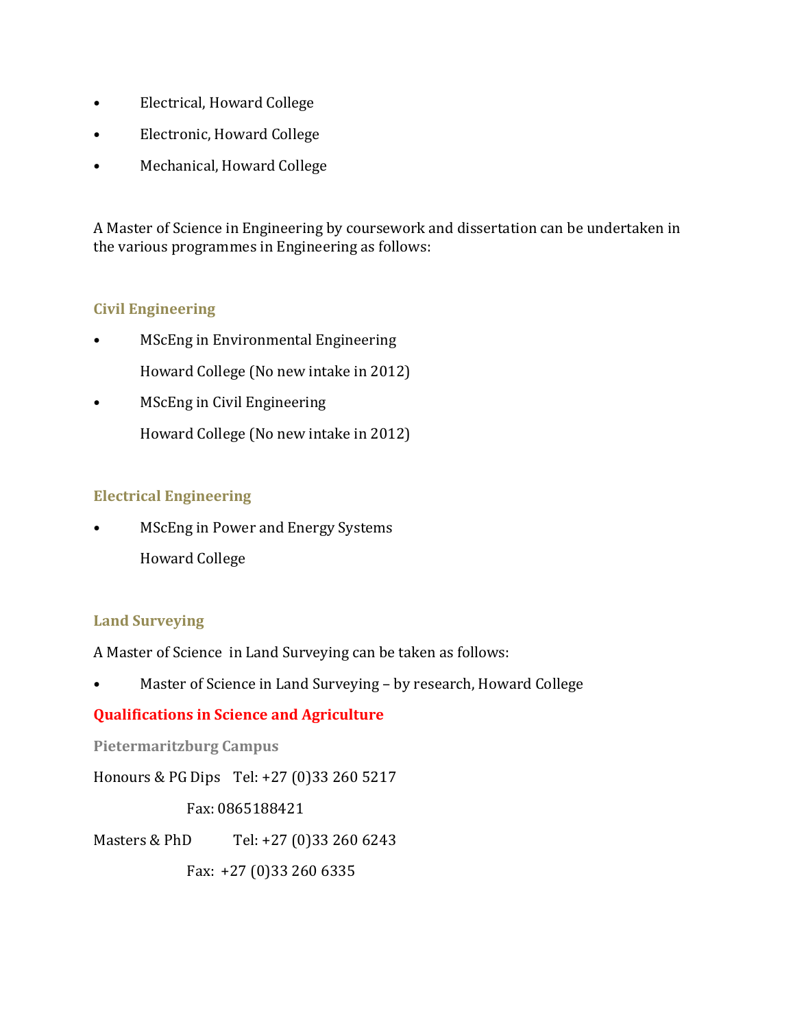- Electrical, Howard College
- Electronic, Howard College
- Mechanical, Howard College

A Master of Science in Engineering by coursework and dissertation can be undertaken in the various programmes in Engineering as follows:

### Civil Engineering

- MScEng in Environmental Engineering

  Howard College (No new intake in 2012)
- MScEng in Civil Engineering

  Howard College (No new intake in 2012)

### Electrical Engineering

- MScEng in Power and Energy Systems

  Howard College

### Land Surveying

A Master of Science in Land Surveying can be taken as follows:

- Master of Science in Land Surveying – by research, Howard College

## Qualifications in Science and Agriculture

### Pietermaritzburg Campus

Honours & PG Dips Tel: +27 (0)33 260 5217

Fax: 0865188421

Masters & PhD Tel: +27 (0)33 260 6243

Fax: +27 (0)33 260 6335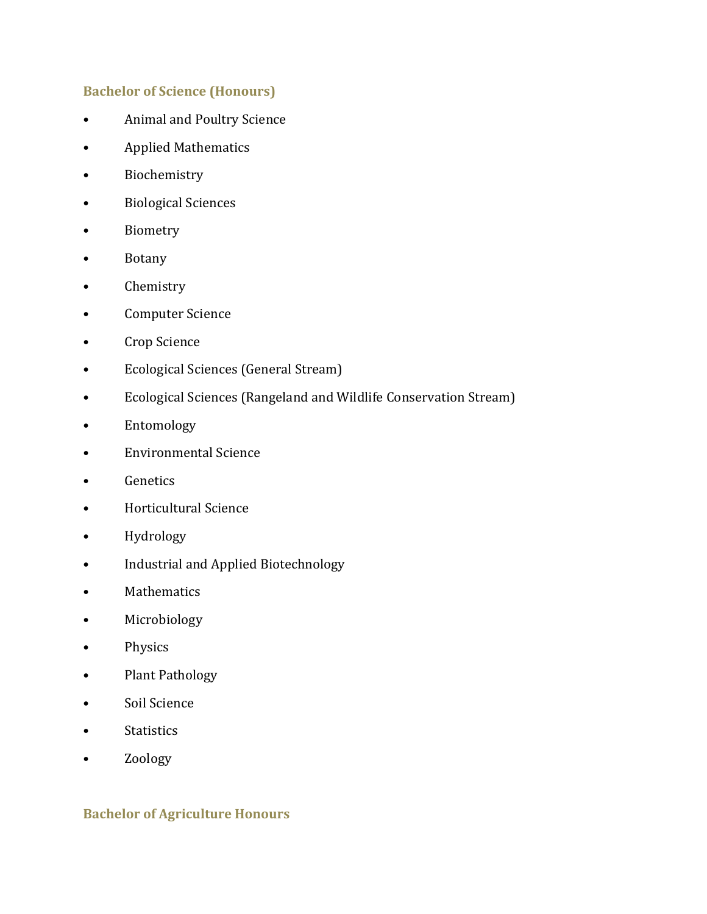### Bachelor of Science (Honours)

- Animal and Poultry Science
- Applied Mathematics
- Biochemistry
- Biological Sciences
- Biometry
- Botany
- Chemistry
- Computer Science
- Crop Science
- Ecological Sciences (General Stream)
- Ecological Sciences (Rangeland and Wildlife Conservation Stream)
- Entomology
- Environmental Science
- Genetics
- Horticultural Science
- Hydrology
- Industrial and Applied Biotechnology
- Mathematics
- Microbiology
- Physics
- Plant Pathology
- Soil Science
- Statistics
- Zoology

### Bachelor of Agriculture Honours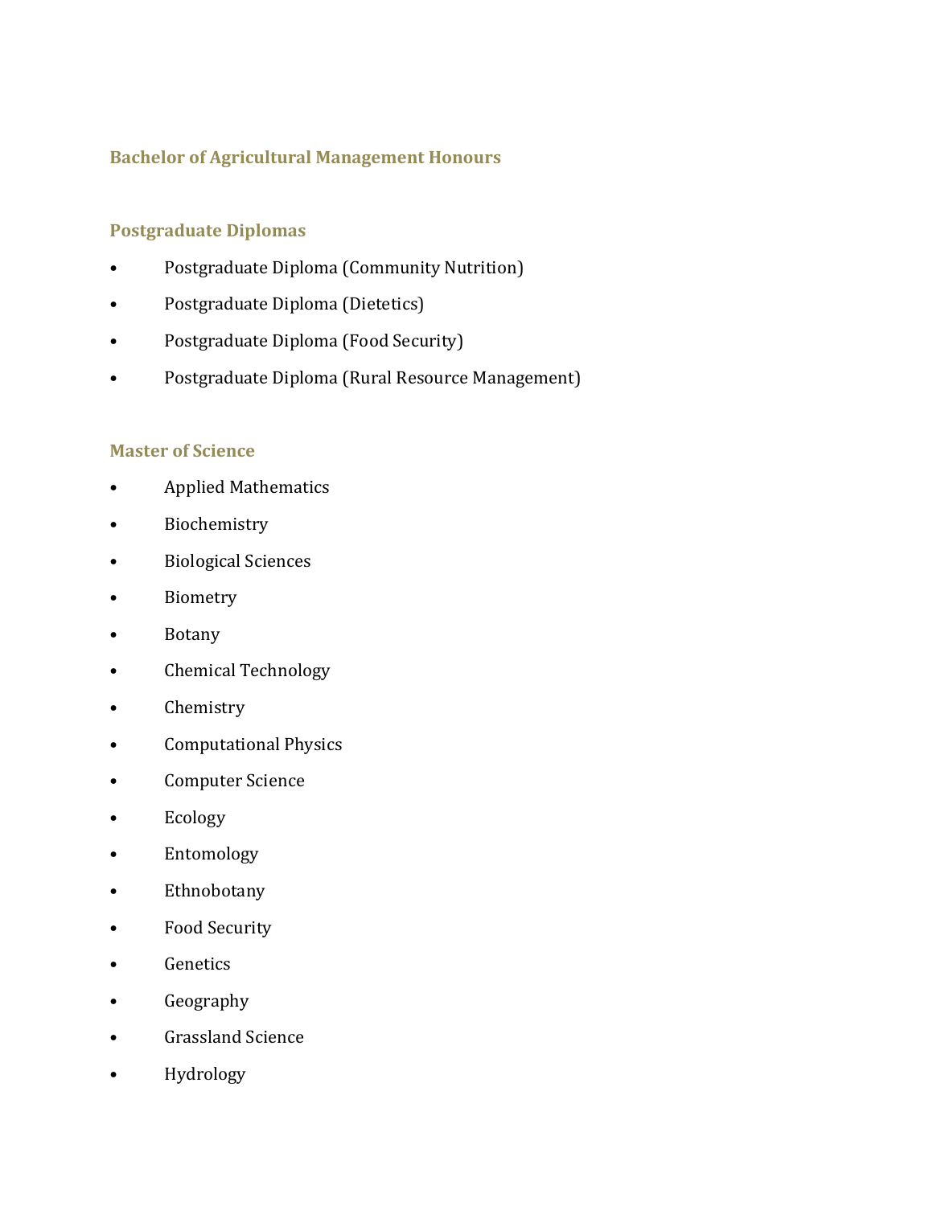### Bachelor of Agricultural Management Honours

### Postgraduate Diplomas

- Postgraduate Diploma (Community Nutrition)
- Postgraduate Diploma (Dietetics)
- Postgraduate Diploma (Food Security)
- Postgraduate Diploma (Rural Resource Management)

### Master of Science

- Applied Mathematics
- Biochemistry
- Biological Sciences
- Biometry
- Botany
- Chemical Technology
- Chemistry
- Computational Physics
- Computer Science
- Ecology
- Entomology
- Ethnobotany
- Food Security
- Genetics
- Geography
- Grassland Science
- Hydrology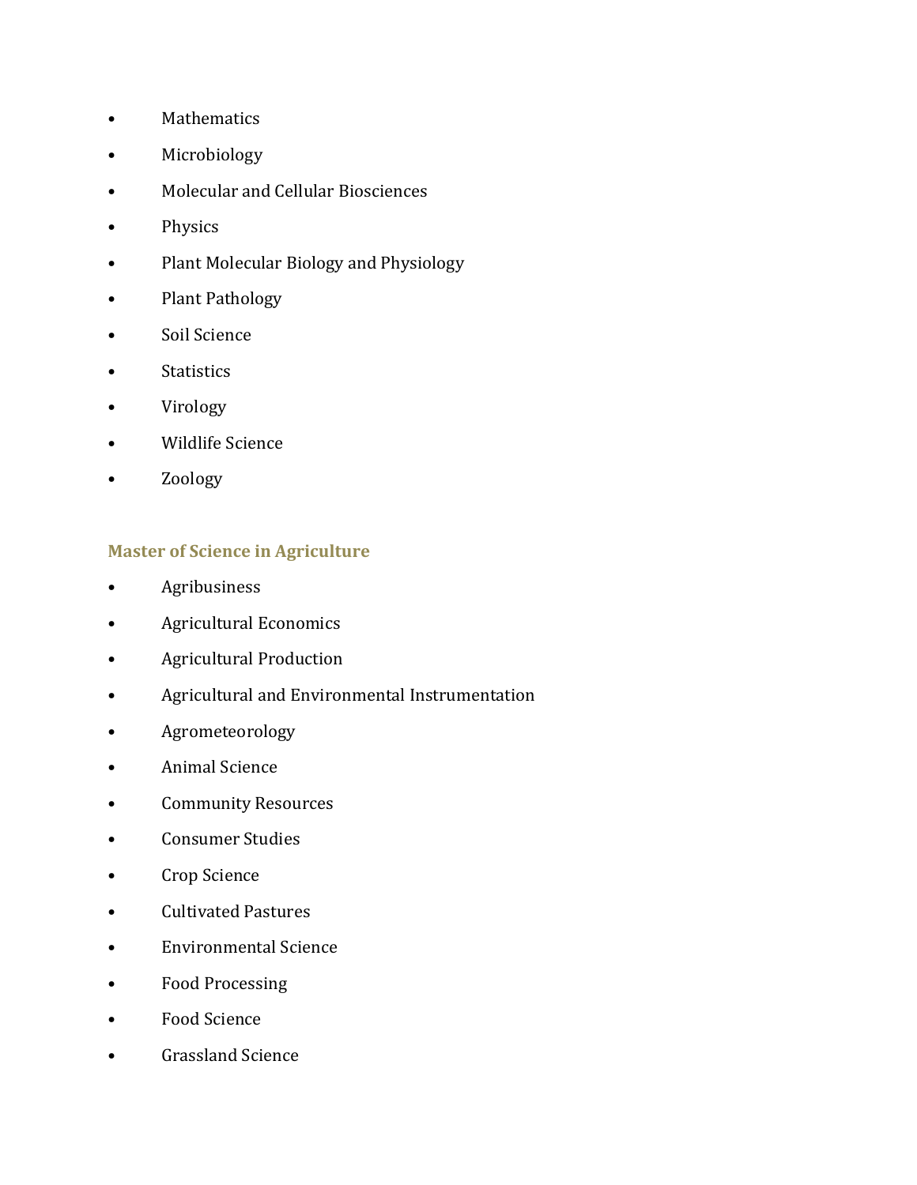- Mathematics
- Microbiology
- Molecular and Cellular Biosciences
- Physics
- Plant Molecular Biology and Physiology
- Plant Pathology
- Soil Science
- Statistics
- Virology
- Wildlife Science
- Zoology

### Master of Science in Agriculture

- Agribusiness
- Agricultural Economics
- Agricultural Production
- Agricultural and Environmental Instrumentation
- Agrometeorology
- Animal Science
- Community Resources
- Consumer Studies
- Crop Science
- Cultivated Pastures
- Environmental Science
- Food Processing
- Food Science
- Grassland Science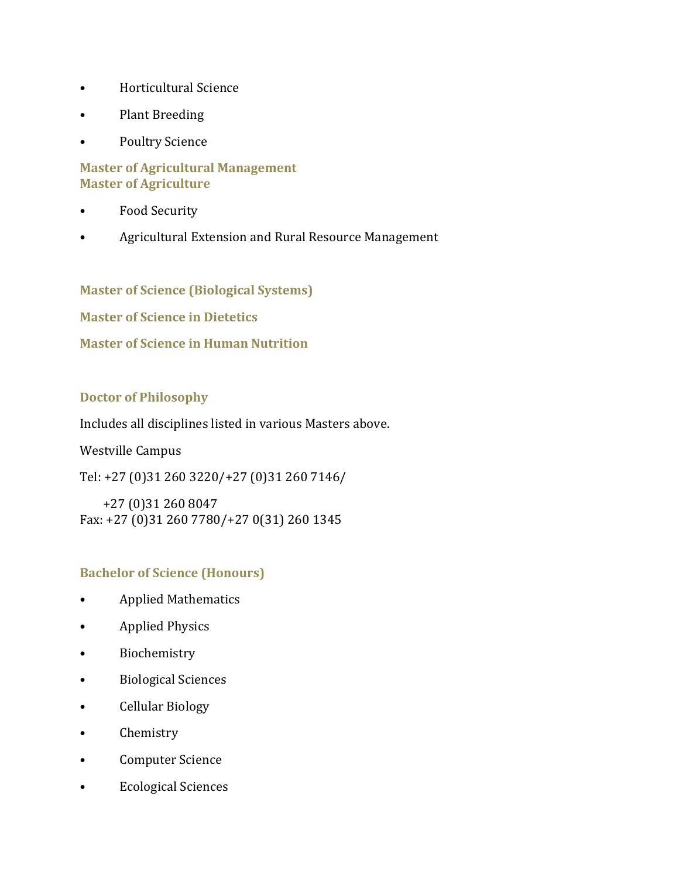- Horticultural Science
- Plant Breeding
- Poultry Science

### Master of Agricultural Management
### Master of Agriculture

- Food Security
- Agricultural Extension and Rural Resource Management

### Master of Science (Biological Systems)

### Master of Science in Dietetics

### Master of Science in Human Nutrition

### Doctor of Philosophy

Includes all disciplines listed in various Masters above.

Westville Campus

Tel: +27 (0)31 260 3220/+27 (0)31 260 7146/
+27 (0)31 260 8047
Fax: +27 (0)31 260 7780/+27 0(31) 260 1345

### Bachelor of Science (Honours)

- Applied Mathematics
- Applied Physics
- Biochemistry
- Biological Sciences
- Cellular Biology
- Chemistry
- Computer Science
- Ecological Sciences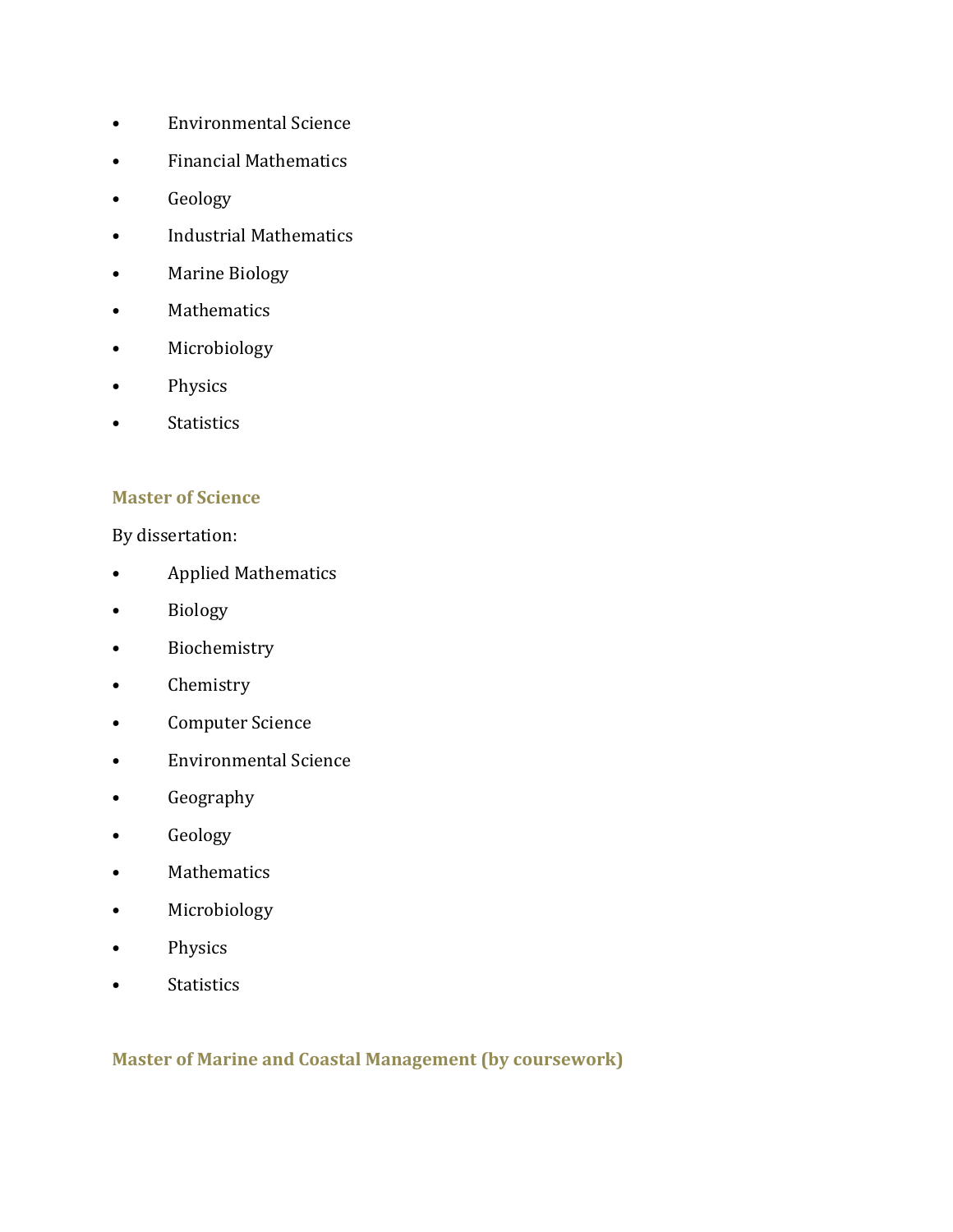- Environmental Science
- Financial Mathematics
- Geology
- Industrial Mathematics
- Marine Biology
- Mathematics
- Microbiology
- Physics
- Statistics

## Master of Science

By dissertation:

- Applied Mathematics
- Biology
- Biochemistry
- Chemistry
- Computer Science
- Environmental Science
- Geography
- Geology
- Mathematics
- Microbiology
- Physics
- Statistics

## Master of Marine and Coastal Management (by coursework)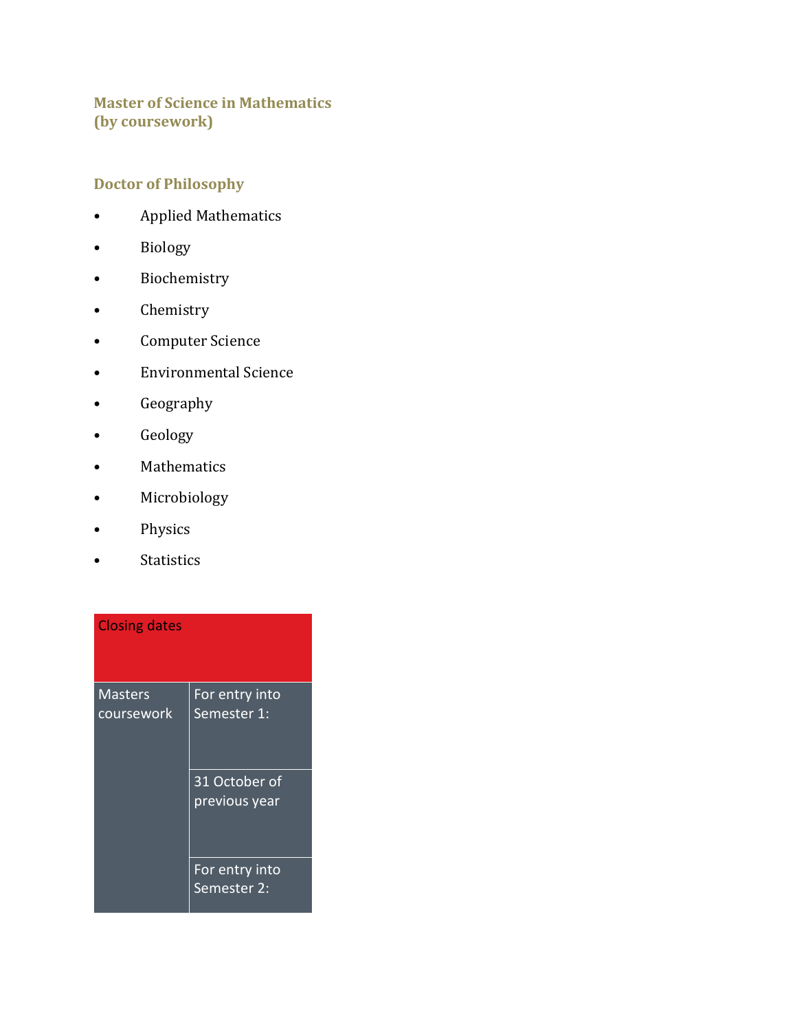### Master of Science in Mathematics (by coursework)

### Doctor of Philosophy

- Applied Mathematics
- Biology
- Biochemistry
- Chemistry
- Computer Science
- Environmental Science
- Geography
- Geology
- Mathematics
- Microbiology
- Physics
- Statistics

| Closing dates | |
|---|---|
| Masters coursework | For entry into Semester 1: |
| | 31 October of previous year |
| | For entry into Semester 2: |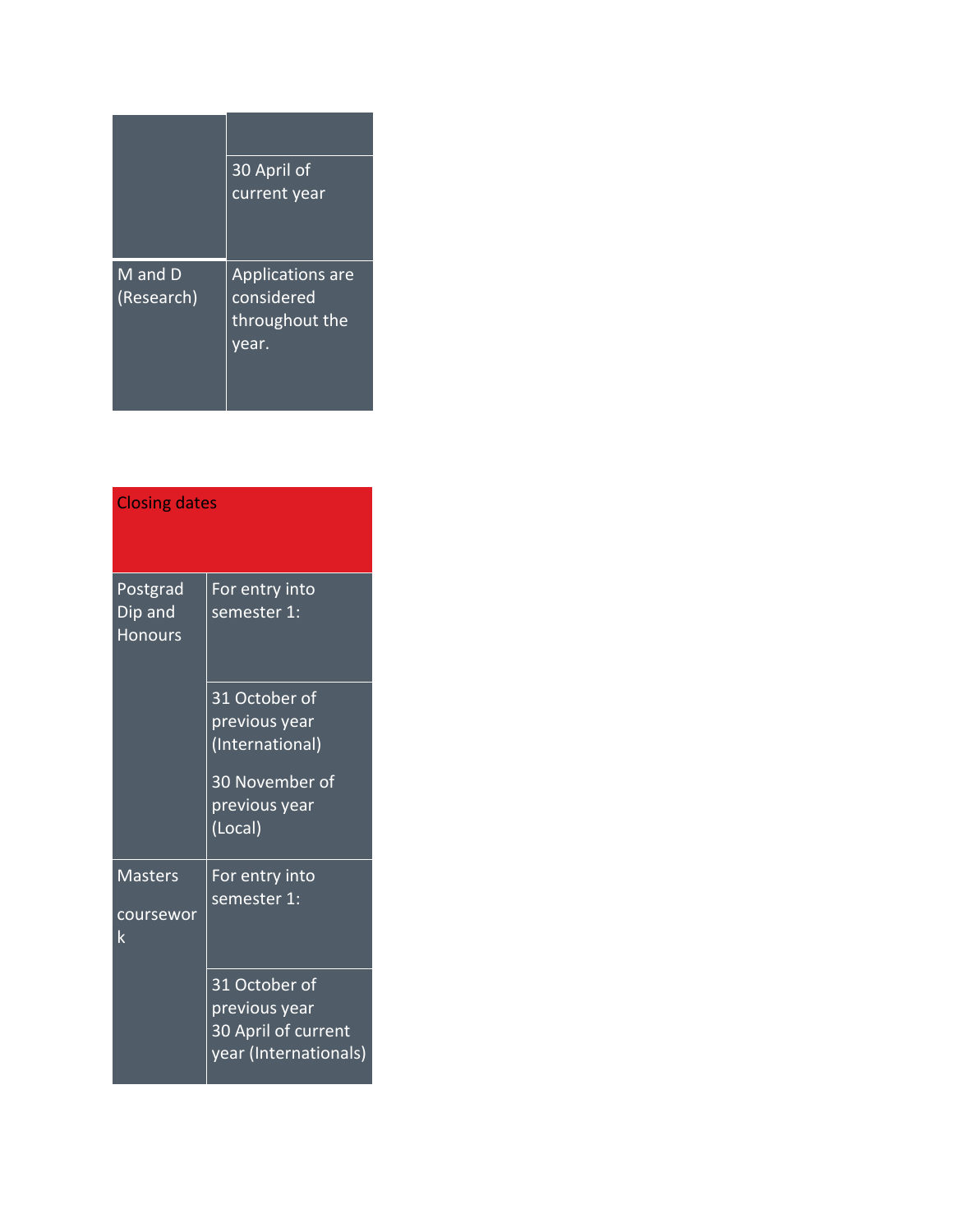| | |
|---|---|
| | |
| | 30 April of current year |
| M and D (Research) | Applications are considered throughout the year. |

| Closing dates | |
|---|---|
| Postgrad Dip and Honours | For entry into semester 1: |
| | 31 October of previous year (International)<br><br>30 November of previous year (Local) |
| Masters<br><br>coursework | For entry into semester 1: |
| | 31 October of previous year<br>30 April of current year (Internationals) |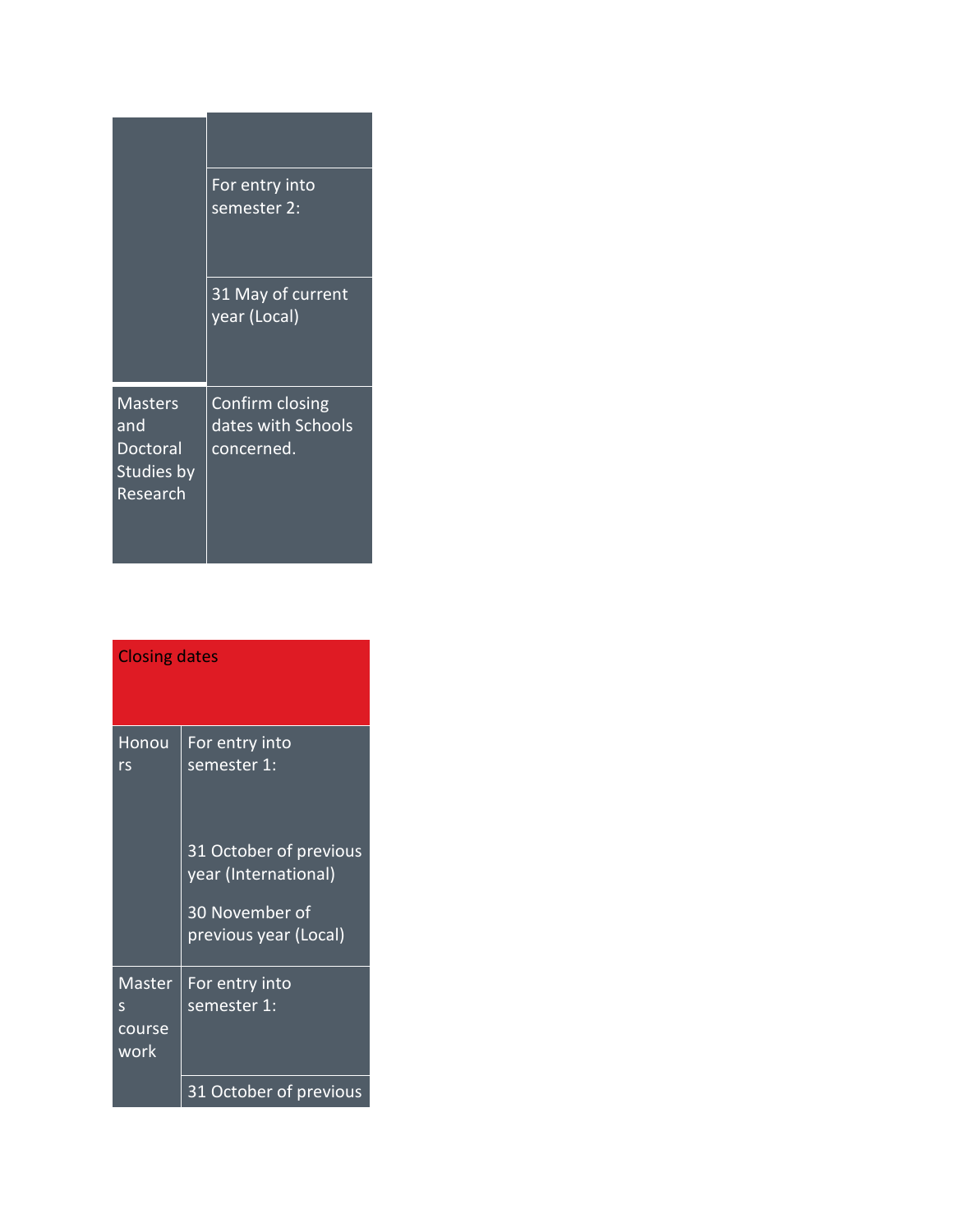| | |
|---|---|
| | For entry into semester 2: |
| | 31 May of current year (Local) |
| Masters and Doctoral Studies by Research | Confirm closing dates with Schools concerned. |

| Closing dates | |
|---|---|
| Honours | For entry into semester 1:<br><br>31 October of previous year (International)<br><br>30 November of previous year (Local) |
| Masters course work | For entry into semester 1: |
| | 31 October of previous |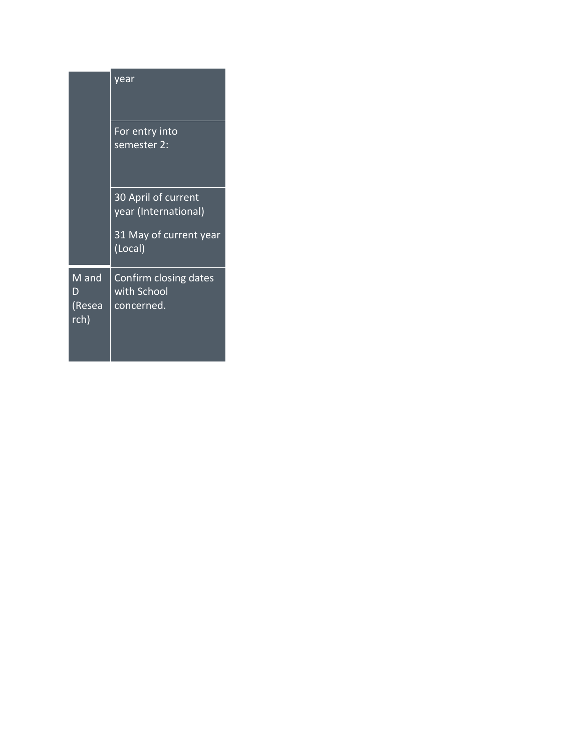| | |
|---|---|
| | year |
| | For entry into semester 2: |
| | 30 April of current year (International) 31 May of current year (Local) |
| M and D (Research) | Confirm closing dates with School concerned. |